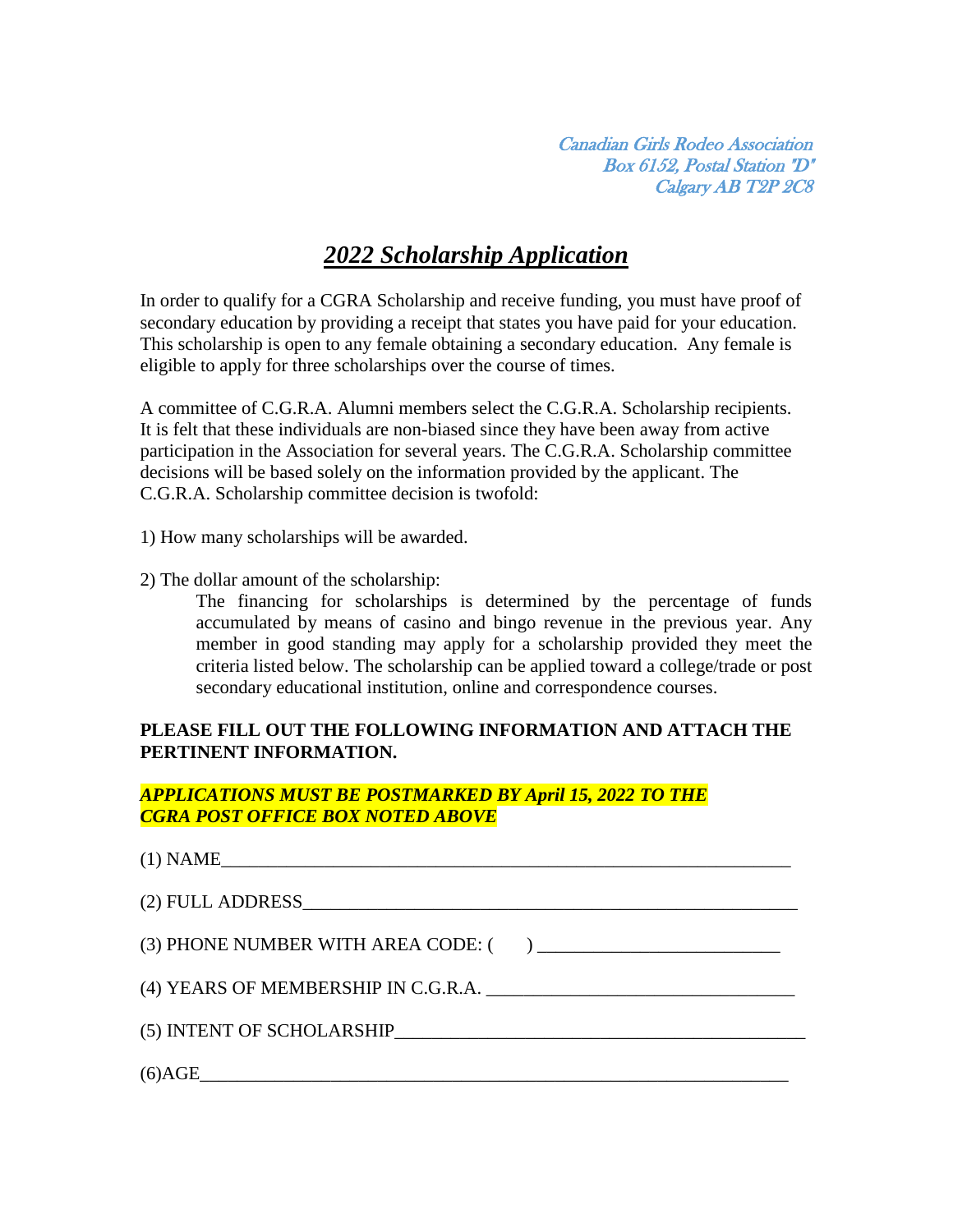*Canadian Girls Rodeo Association*
*Box 6152, Postal Station "D"*
*Calgary AB T2P 2C8*

# ***2022 Scholarship Application***

In order to qualify for a CGRA Scholarship and receive funding, you must have proof of secondary education by providing a receipt that states you have paid for your education. This scholarship is open to any female obtaining a secondary education. Any female is eligible to apply for three scholarships over the course of times.

A committee of C.G.R.A. Alumni members select the C.G.R.A. Scholarship recipients. It is felt that these individuals are non-biased since they have been away from active participation in the Association for several years. The C.G.R.A. Scholarship committee decisions will be based solely on the information provided by the applicant. The C.G.R.A. Scholarship committee decision is twofold:

1) How many scholarships will be awarded.

2) The dollar amount of the scholarship:

   The financing for scholarships is determined by the percentage of funds accumulated by means of casino and bingo revenue in the previous year. Any member in good standing may apply for a scholarship provided they meet the criteria listed below. The scholarship can be applied toward a college/trade or post secondary educational institution, online and correspondence courses.

**PLEASE FILL OUT THE FOLLOWING INFORMATION AND ATTACH THE PERTINENT INFORMATION.**

***APPLICATIONS MUST BE POSTMARKED BY April 15, 2022 TO THE CGRA POST OFFICE BOX NOTED ABOVE***

(1) NAME_______________________________________________________________

(2) FULL ADDRESS______________________________________________________

(3) PHONE NUMBER WITH AREA CODE: (      ) ________________________

(4) YEARS OF MEMBERSHIP IN C.G.R.A. ______________________________

(5) INTENT OF SCHOLARSHIP_____________________________________________

(6)AGE_________________________________________________________________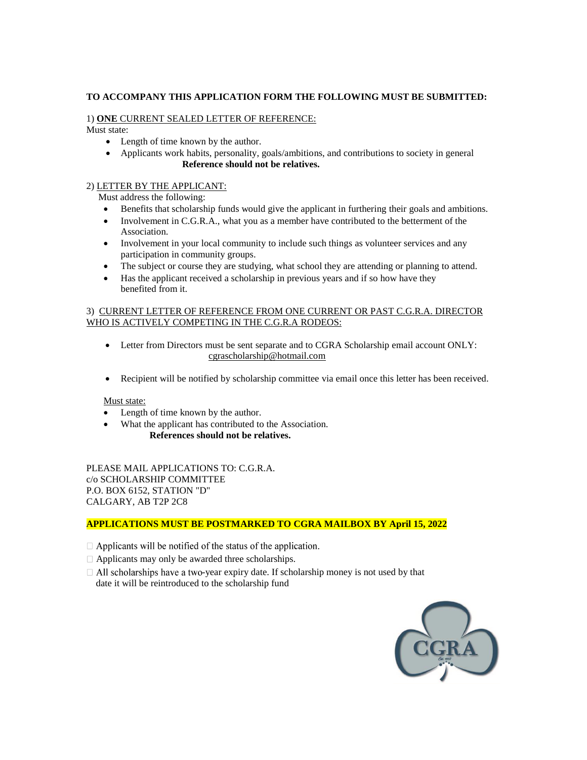**TO ACCOMPANY THIS APPLICATION FORM THE FOLLOWING MUST BE SUBMITTED:**

1) **ONE** CURRENT SEALED LETTER OF REFERENCE:

Must state:

- Length of time known by the author.
- Applicants work habits, personality, goals/ambitions, and contributions to society in general

**Reference should not be relatives.**

2) LETTER BY THE APPLICANT:

Must address the following:

- Benefits that scholarship funds would give the applicant in furthering their goals and ambitions.
- Involvement in C.G.R.A., what you as a member have contributed to the betterment of the Association.
- Involvement in your local community to include such things as volunteer services and any participation in community groups.
- The subject or course they are studying, what school they are attending or planning to attend.
- Has the applicant received a scholarship in previous years and if so how have they benefited from it.

3) CURRENT LETTER OF REFERENCE FROM ONE CURRENT OR PAST C.G.R.A. DIRECTOR WHO IS ACTIVELY COMPETING IN THE C.G.R.A RODEOS:

- Letter from Directors must be sent separate and to CGRA Scholarship email account ONLY: cgrascholarship@hotmail.com
- Recipient will be notified by scholarship committee via email once this letter has been received.

Must state:

- Length of time known by the author.
- What the applicant has contributed to the Association.

**References should not be relatives.**

PLEASE MAIL APPLICATIONS TO: C.G.R.A.
c/o SCHOLARSHIP COMMITTEE
P.O. BOX 6152, STATION "D"
CALGARY, AB T2P 2C8

**APPLICATIONS MUST BE POSTMARKED TO CGRA MAILBOX BY April 15, 2022**

- Applicants will be notified of the status of the application.
- Applicants may only be awarded three scholarships.
- All scholarships have a two-year expiry date. If scholarship money is not used by that date it will be reintroduced to the scholarship fund